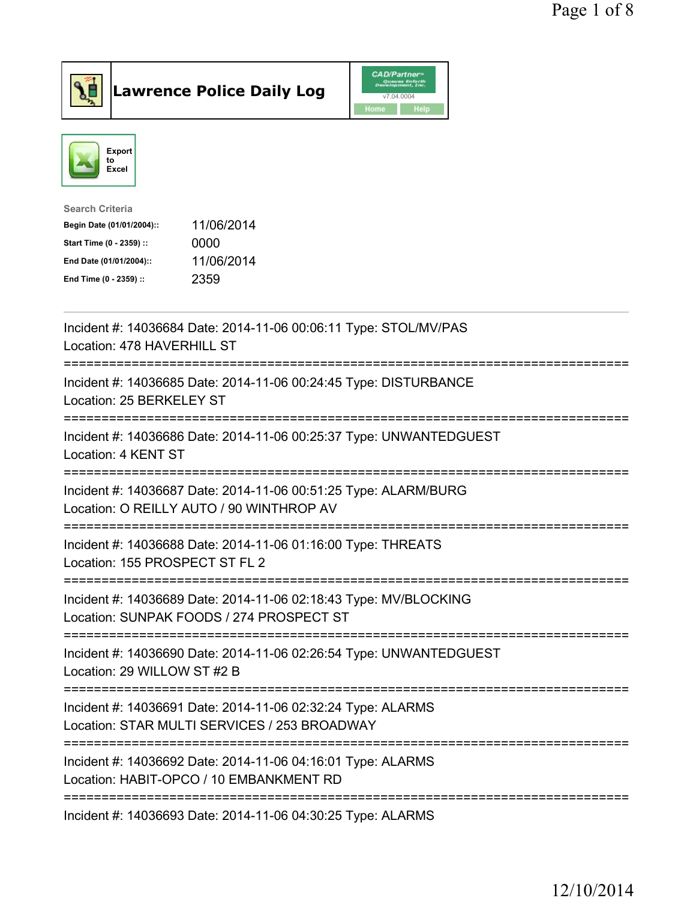# Lawrence Police Daily Log

Export to Excel

**Search Criteria**

| | |
|---|---|
| Begin Date (01/01/2004):: | 11/06/2014 |
| Start Time (0 - 2359) :: | 0000 |
| End Date (01/01/2004):: | 11/06/2014 |
| End Time (0 - 2359) :: | 2359 |

---

Incident #: 14036684 Date: 2014-11-06 00:06:11 Type: STOL/MV/PAS
Location: 478 HAVERHILL ST

===========================================================================

Incident #: 14036685 Date: 2014-11-06 00:24:45 Type: DISTURBANCE
Location: 25 BERKELEY ST

===========================================================================

Incident #: 14036686 Date: 2014-11-06 00:25:37 Type: UNWANTEDGUEST
Location: 4 KENT ST

===========================================================================

Incident #: 14036687 Date: 2014-11-06 00:51:25 Type: ALARM/BURG
Location: O REILLY AUTO / 90 WINTHROP AV

===========================================================================

Incident #: 14036688 Date: 2014-11-06 01:16:00 Type: THREATS
Location: 155 PROSPECT ST FL 2

===========================================================================

Incident #: 14036689 Date: 2014-11-06 02:18:43 Type: MV/BLOCKING
Location: SUNPAK FOODS / 274 PROSPECT ST

===========================================================================

Incident #: 14036690 Date: 2014-11-06 02:26:54 Type: UNWANTEDGUEST
Location: 29 WILLOW ST #2 B

===========================================================================

Incident #: 14036691 Date: 2014-11-06 02:32:24 Type: ALARMS
Location: STAR MULTI SERVICES / 253 BROADWAY

===========================================================================

Incident #: 14036692 Date: 2014-11-06 04:16:01 Type: ALARMS
Location: HABIT-OPCO / 10 EMBANKMENT RD

===========================================================================

Incident #: 14036693 Date: 2014-11-06 04:30:25 Type: ALARMS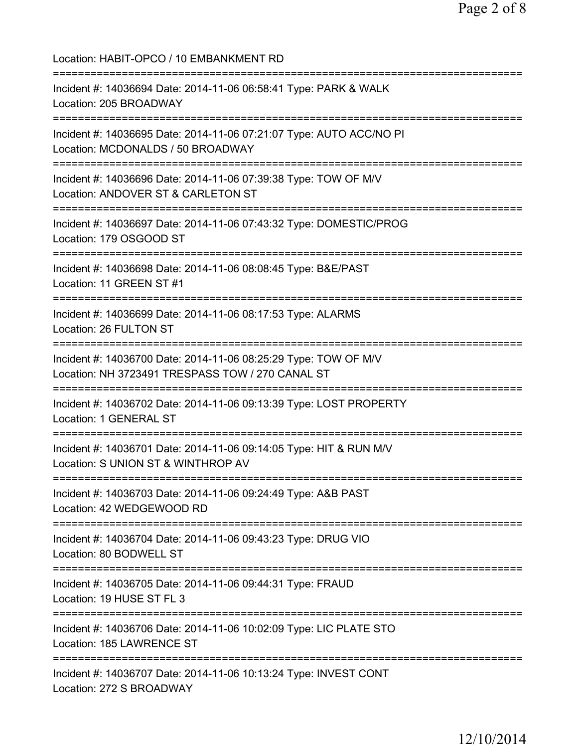Location: HABIT-OPCO / 10 EMBANKMENT RD

===========================================================================

Incident #: 14036694 Date: 2014-11-06 06:58:41 Type: PARK & WALK
Location: 205 BROADWAY

===========================================================================

Incident #: 14036695 Date: 2014-11-06 07:21:07 Type: AUTO ACC/NO PI
Location: MCDONALDS / 50 BROADWAY

===========================================================================

Incident #: 14036696 Date: 2014-11-06 07:39:38 Type: TOW OF M/V
Location: ANDOVER ST & CARLETON ST

===========================================================================

Incident #: 14036697 Date: 2014-11-06 07:43:32 Type: DOMESTIC/PROG
Location: 179 OSGOOD ST

===========================================================================

Incident #: 14036698 Date: 2014-11-06 08:08:45 Type: B&E/PAST
Location: 11 GREEN ST #1

===========================================================================

Incident #: 14036699 Date: 2014-11-06 08:17:53 Type: ALARMS
Location: 26 FULTON ST

===========================================================================

Incident #: 14036700 Date: 2014-11-06 08:25:29 Type: TOW OF M/V
Location: NH 3723491 TRESPASS TOW / 270 CANAL ST

===========================================================================

Incident #: 14036702 Date: 2014-11-06 09:13:39 Type: LOST PROPERTY
Location: 1 GENERAL ST

===========================================================================

Incident #: 14036701 Date: 2014-11-06 09:14:05 Type: HIT & RUN M/V
Location: S UNION ST & WINTHROP AV

===========================================================================

Incident #: 14036703 Date: 2014-11-06 09:24:49 Type: A&B PAST
Location: 42 WEDGEWOOD RD

===========================================================================

Incident #: 14036704 Date: 2014-11-06 09:43:23 Type: DRUG VIO
Location: 80 BODWELL ST

===========================================================================

Incident #: 14036705 Date: 2014-11-06 09:44:31 Type: FRAUD
Location: 19 HUSE ST FL 3

===========================================================================

Incident #: 14036706 Date: 2014-11-06 10:02:09 Type: LIC PLATE STO
Location: 185 LAWRENCE ST

===========================================================================

Incident #: 14036707 Date: 2014-11-06 10:13:24 Type: INVEST CONT
Location: 272 S BROADWAY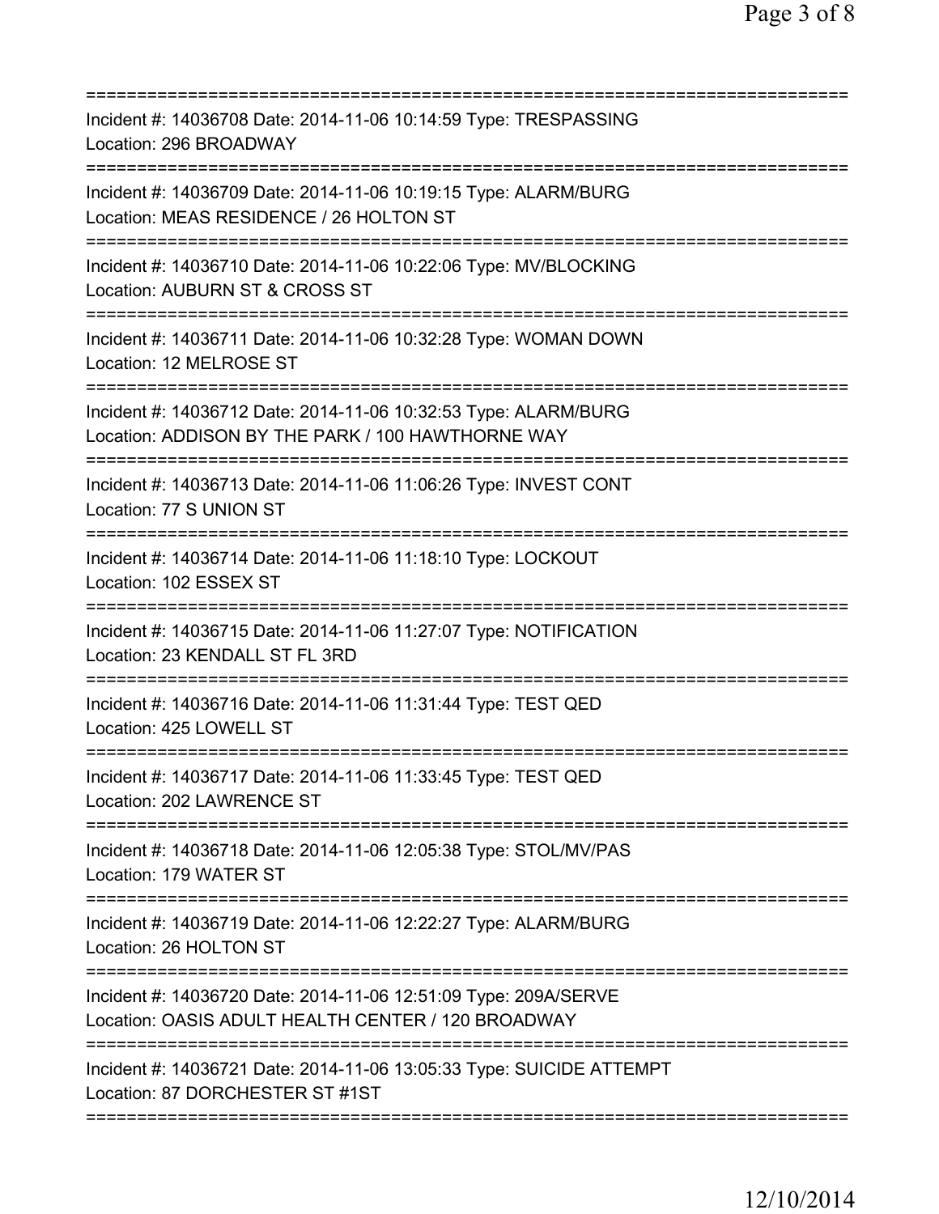===========================================================================
Incident #: 14036708 Date: 2014-11-06 10:14:59 Type: TRESPASSING
Location: 296 BROADWAY
===========================================================================
Incident #: 14036709 Date: 2014-11-06 10:19:15 Type: ALARM/BURG
Location: MEAS RESIDENCE / 26 HOLTON ST
===========================================================================
Incident #: 14036710 Date: 2014-11-06 10:22:06 Type: MV/BLOCKING
Location: AUBURN ST & CROSS ST
===========================================================================
Incident #: 14036711 Date: 2014-11-06 10:32:28 Type: WOMAN DOWN
Location: 12 MELROSE ST
===========================================================================
Incident #: 14036712 Date: 2014-11-06 10:32:53 Type: ALARM/BURG
Location: ADDISON BY THE PARK / 100 HAWTHORNE WAY
===========================================================================
Incident #: 14036713 Date: 2014-11-06 11:06:26 Type: INVEST CONT
Location: 77 S UNION ST
===========================================================================
Incident #: 14036714 Date: 2014-11-06 11:18:10 Type: LOCKOUT
Location: 102 ESSEX ST
===========================================================================
Incident #: 14036715 Date: 2014-11-06 11:27:07 Type: NOTIFICATION
Location: 23 KENDALL ST FL 3RD
===========================================================================
Incident #: 14036716 Date: 2014-11-06 11:31:44 Type: TEST QED
Location: 425 LOWELL ST
===========================================================================
Incident #: 14036717 Date: 2014-11-06 11:33:45 Type: TEST QED
Location: 202 LAWRENCE ST
===========================================================================
Incident #: 14036718 Date: 2014-11-06 12:05:38 Type: STOL/MV/PAS
Location: 179 WATER ST
===========================================================================
Incident #: 14036719 Date: 2014-11-06 12:22:27 Type: ALARM/BURG
Location: 26 HOLTON ST
===========================================================================
Incident #: 14036720 Date: 2014-11-06 12:51:09 Type: 209A/SERVE
Location: OASIS ADULT HEALTH CENTER / 120 BROADWAY
===========================================================================
Incident #: 14036721 Date: 2014-11-06 13:05:33 Type: SUICIDE ATTEMPT
Location: 87 DORCHESTER ST #1ST
===========================================================================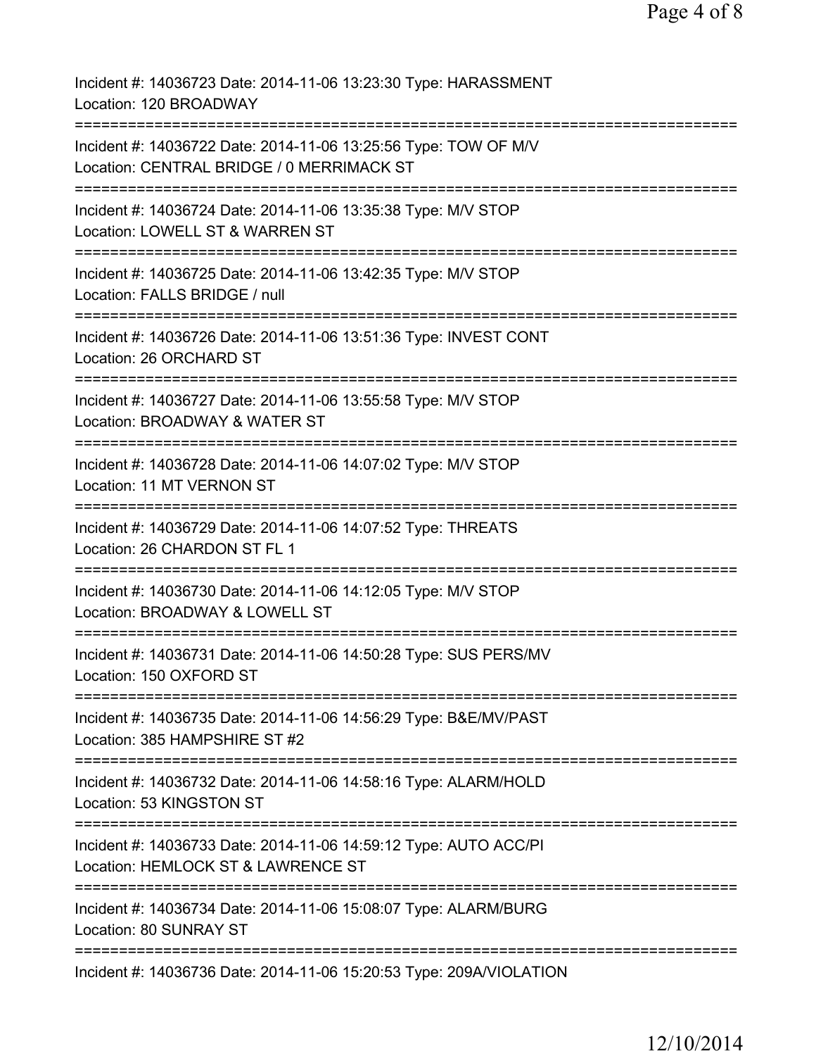Incident #: 14036723 Date: 2014-11-06 13:23:30 Type: HARASSMENT
Location: 120 BROADWAY
===========================================================================
Incident #: 14036722 Date: 2014-11-06 13:25:56 Type: TOW OF M/V
Location: CENTRAL BRIDGE / 0 MERRIMACK ST
===========================================================================
Incident #: 14036724 Date: 2014-11-06 13:35:38 Type: M/V STOP
Location: LOWELL ST & WARREN ST
===========================================================================
Incident #: 14036725 Date: 2014-11-06 13:42:35 Type: M/V STOP
Location: FALLS BRIDGE / null
===========================================================================
Incident #: 14036726 Date: 2014-11-06 13:51:36 Type: INVEST CONT
Location: 26 ORCHARD ST
===========================================================================
Incident #: 14036727 Date: 2014-11-06 13:55:58 Type: M/V STOP
Location: BROADWAY & WATER ST
===========================================================================
Incident #: 14036728 Date: 2014-11-06 14:07:02 Type: M/V STOP
Location: 11 MT VERNON ST
===========================================================================
Incident #: 14036729 Date: 2014-11-06 14:07:52 Type: THREATS
Location: 26 CHARDON ST FL 1
===========================================================================
Incident #: 14036730 Date: 2014-11-06 14:12:05 Type: M/V STOP
Location: BROADWAY & LOWELL ST
===========================================================================
Incident #: 14036731 Date: 2014-11-06 14:50:28 Type: SUS PERS/MV
Location: 150 OXFORD ST
===========================================================================
Incident #: 14036735 Date: 2014-11-06 14:56:29 Type: B&E/MV/PAST
Location: 385 HAMPSHIRE ST #2
===========================================================================
Incident #: 14036732 Date: 2014-11-06 14:58:16 Type: ALARM/HOLD
Location: 53 KINGSTON ST
===========================================================================
Incident #: 14036733 Date: 2014-11-06 14:59:12 Type: AUTO ACC/PI
Location: HEMLOCK ST & LAWRENCE ST
===========================================================================
Incident #: 14036734 Date: 2014-11-06 15:08:07 Type: ALARM/BURG
Location: 80 SUNRAY ST
===========================================================================
Incident #: 14036736 Date: 2014-11-06 15:20:53 Type: 209A/VIOLATION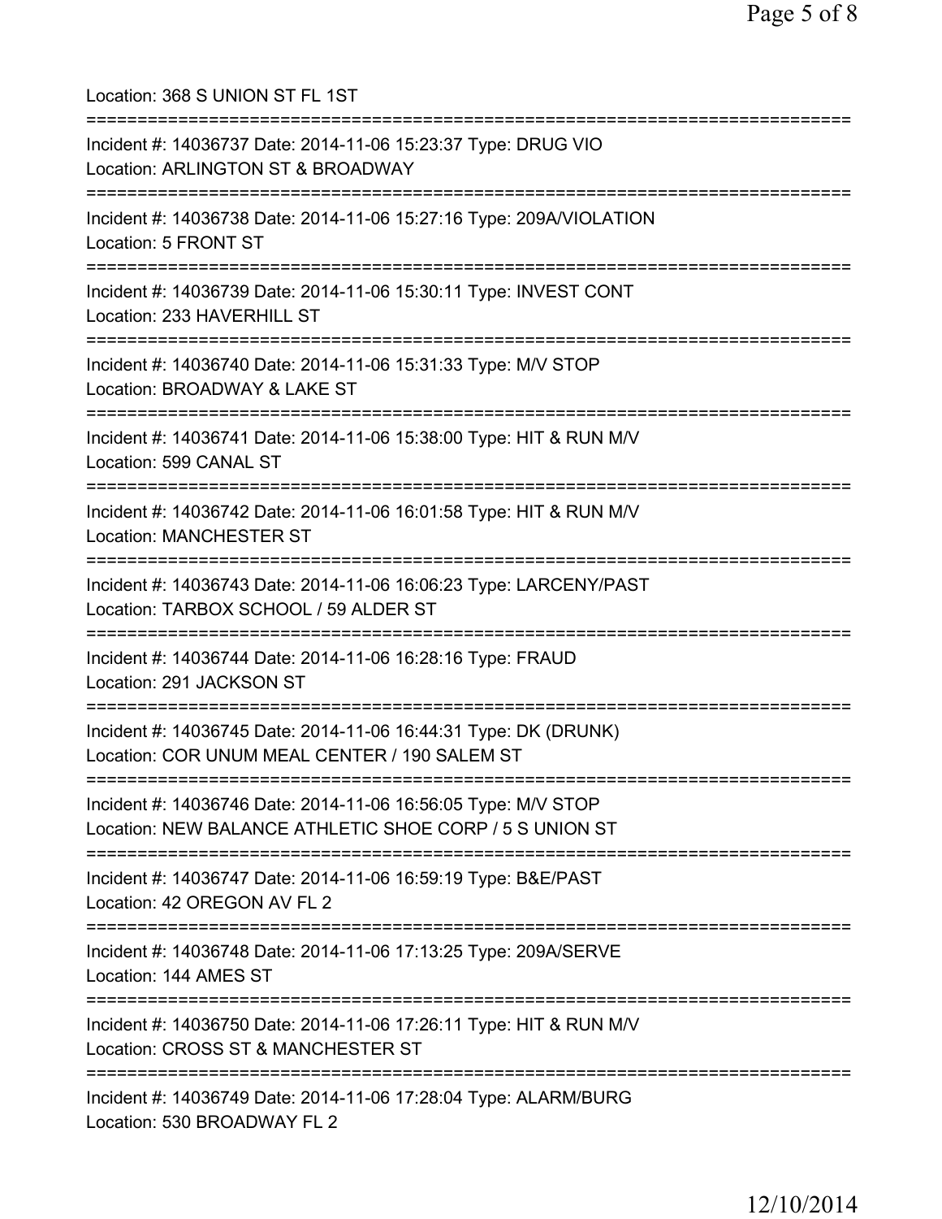Location: 368 S UNION ST FL 1ST

===========================================================================

Incident #: 14036737 Date: 2014-11-06 15:23:37 Type: DRUG VIO
Location: ARLINGTON ST & BROADWAY

===========================================================================

Incident #: 14036738 Date: 2014-11-06 15:27:16 Type: 209A/VIOLATION
Location: 5 FRONT ST

===========================================================================

Incident #: 14036739 Date: 2014-11-06 15:30:11 Type: INVEST CONT
Location: 233 HAVERHILL ST

===========================================================================

Incident #: 14036740 Date: 2014-11-06 15:31:33 Type: M/V STOP
Location: BROADWAY & LAKE ST

===========================================================================

Incident #: 14036741 Date: 2014-11-06 15:38:00 Type: HIT & RUN M/V
Location: 599 CANAL ST

===========================================================================

Incident #: 14036742 Date: 2014-11-06 16:01:58 Type: HIT & RUN M/V
Location: MANCHESTER ST

===========================================================================

Incident #: 14036743 Date: 2014-11-06 16:06:23 Type: LARCENY/PAST
Location: TARBOX SCHOOL / 59 ALDER ST

===========================================================================

Incident #: 14036744 Date: 2014-11-06 16:28:16 Type: FRAUD
Location: 291 JACKSON ST

===========================================================================

Incident #: 14036745 Date: 2014-11-06 16:44:31 Type: DK (DRUNK)
Location: COR UNUM MEAL CENTER / 190 SALEM ST

===========================================================================

Incident #: 14036746 Date: 2014-11-06 16:56:05 Type: M/V STOP
Location: NEW BALANCE ATHLETIC SHOE CORP / 5 S UNION ST

===========================================================================

Incident #: 14036747 Date: 2014-11-06 16:59:19 Type: B&E/PAST
Location: 42 OREGON AV FL 2

===========================================================================

Incident #: 14036748 Date: 2014-11-06 17:13:25 Type: 209A/SERVE
Location: 144 AMES ST

===========================================================================

Incident #: 14036750 Date: 2014-11-06 17:26:11 Type: HIT & RUN M/V
Location: CROSS ST & MANCHESTER ST

===========================================================================

Incident #: 14036749 Date: 2014-11-06 17:28:04 Type: ALARM/BURG
Location: 530 BROADWAY FL 2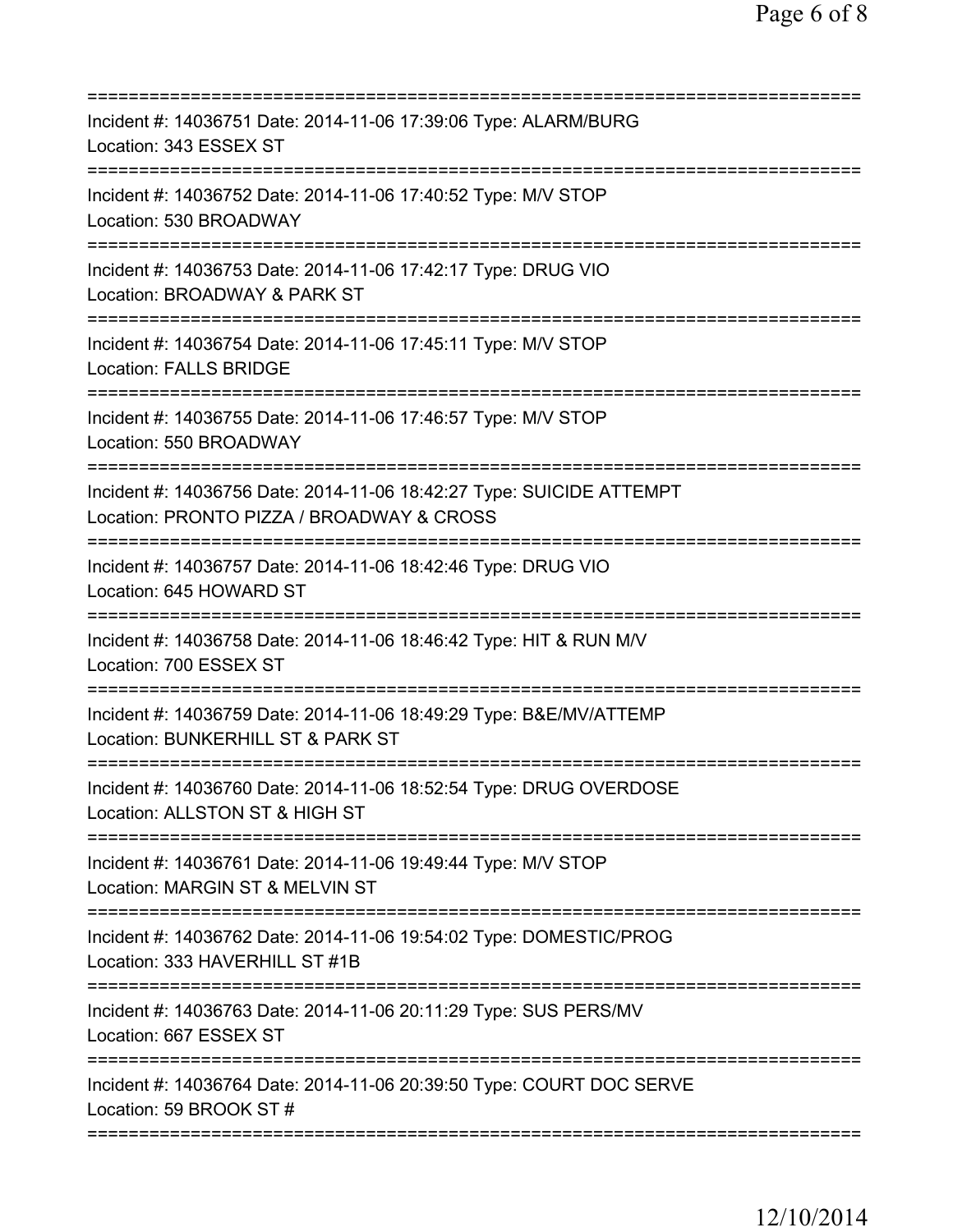===========================================================================
Incident #: 14036751 Date: 2014-11-06 17:39:06 Type: ALARM/BURG
Location: 343 ESSEX ST
===========================================================================
Incident #: 14036752 Date: 2014-11-06 17:40:52 Type: M/V STOP
Location: 530 BROADWAY
===========================================================================
Incident #: 14036753 Date: 2014-11-06 17:42:17 Type: DRUG VIO
Location: BROADWAY & PARK ST
===========================================================================
Incident #: 14036754 Date: 2014-11-06 17:45:11 Type: M/V STOP
Location: FALLS BRIDGE
===========================================================================
Incident #: 14036755 Date: 2014-11-06 17:46:57 Type: M/V STOP
Location: 550 BROADWAY
===========================================================================
Incident #: 14036756 Date: 2014-11-06 18:42:27 Type: SUICIDE ATTEMPT
Location: PRONTO PIZZA / BROADWAY & CROSS
===========================================================================
Incident #: 14036757 Date: 2014-11-06 18:42:46 Type: DRUG VIO
Location: 645 HOWARD ST
===========================================================================
Incident #: 14036758 Date: 2014-11-06 18:46:42 Type: HIT & RUN M/V
Location: 700 ESSEX ST
===========================================================================
Incident #: 14036759 Date: 2014-11-06 18:49:29 Type: B&E/MV/ATTEMP
Location: BUNKERHILL ST & PARK ST
===========================================================================
Incident #: 14036760 Date: 2014-11-06 18:52:54 Type: DRUG OVERDOSE
Location: ALLSTON ST & HIGH ST
===========================================================================
Incident #: 14036761 Date: 2014-11-06 19:49:44 Type: M/V STOP
Location: MARGIN ST & MELVIN ST
===========================================================================
Incident #: 14036762 Date: 2014-11-06 19:54:02 Type: DOMESTIC/PROG
Location: 333 HAVERHILL ST #1B
===========================================================================
Incident #: 14036763 Date: 2014-11-06 20:11:29 Type: SUS PERS/MV
Location: 667 ESSEX ST
===========================================================================
Incident #: 14036764 Date: 2014-11-06 20:39:50 Type: COURT DOC SERVE
Location: 59 BROOK ST #
===========================================================================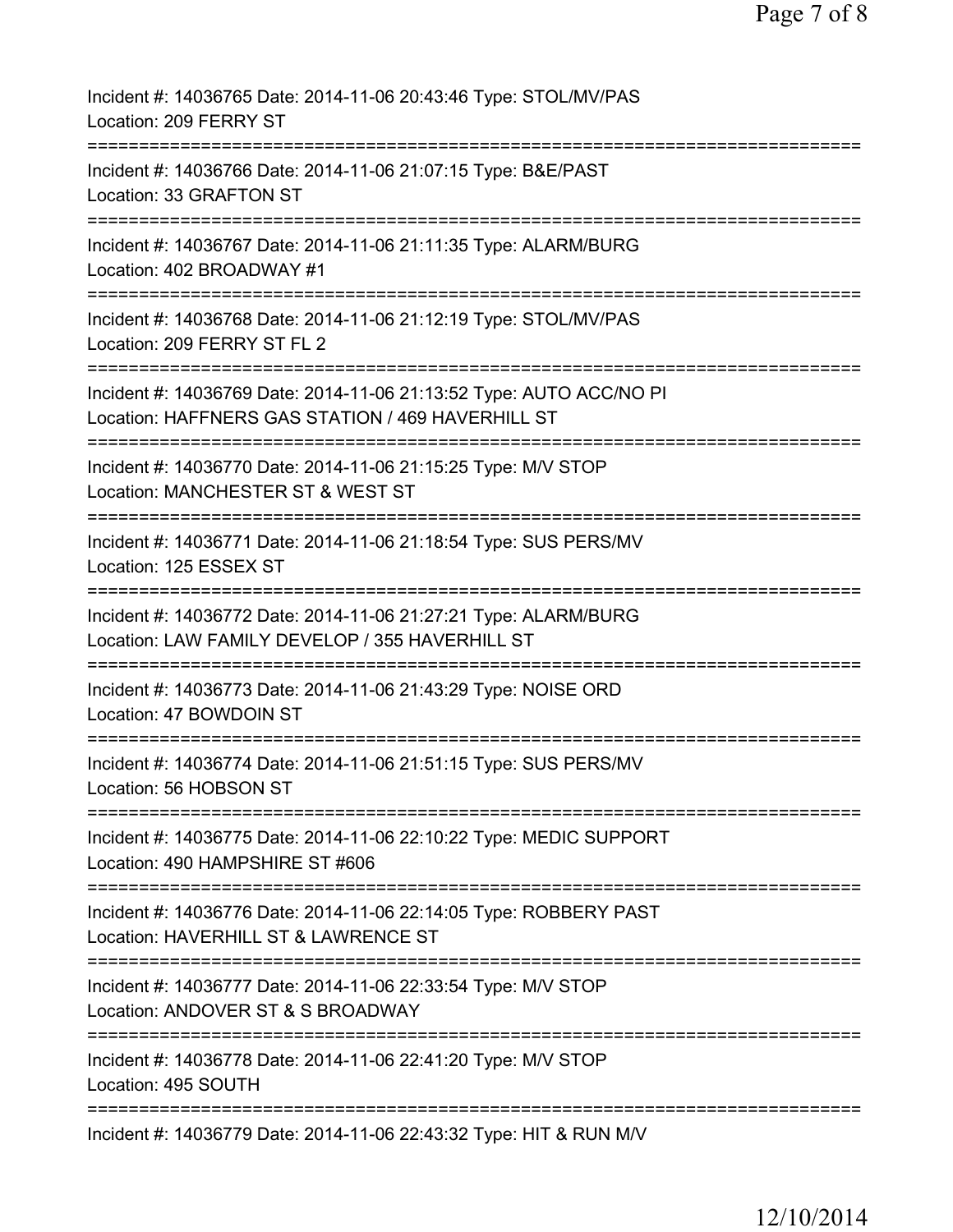Incident #: 14036765 Date: 2014-11-06 20:43:46 Type: STOL/MV/PAS
Location: 209 FERRY ST
===========================================================================
Incident #: 14036766 Date: 2014-11-06 21:07:15 Type: B&E/PAST
Location: 33 GRAFTON ST
===========================================================================
Incident #: 14036767 Date: 2014-11-06 21:11:35 Type: ALARM/BURG
Location: 402 BROADWAY #1
===========================================================================
Incident #: 14036768 Date: 2014-11-06 21:12:19 Type: STOL/MV/PAS
Location: 209 FERRY ST FL 2
===========================================================================
Incident #: 14036769 Date: 2014-11-06 21:13:52 Type: AUTO ACC/NO PI
Location: HAFFNERS GAS STATION / 469 HAVERHILL ST
===========================================================================
Incident #: 14036770 Date: 2014-11-06 21:15:25 Type: M/V STOP
Location: MANCHESTER ST & WEST ST
===========================================================================
Incident #: 14036771 Date: 2014-11-06 21:18:54 Type: SUS PERS/MV
Location: 125 ESSEX ST
===========================================================================
Incident #: 14036772 Date: 2014-11-06 21:27:21 Type: ALARM/BURG
Location: LAW FAMILY DEVELOP / 355 HAVERHILL ST
===========================================================================
Incident #: 14036773 Date: 2014-11-06 21:43:29 Type: NOISE ORD
Location: 47 BOWDOIN ST
===========================================================================
Incident #: 14036774 Date: 2014-11-06 21:51:15 Type: SUS PERS/MV
Location: 56 HOBSON ST
===========================================================================
Incident #: 14036775 Date: 2014-11-06 22:10:22 Type: MEDIC SUPPORT
Location: 490 HAMPSHIRE ST #606
===========================================================================
Incident #: 14036776 Date: 2014-11-06 22:14:05 Type: ROBBERY PAST
Location: HAVERHILL ST & LAWRENCE ST
===========================================================================
Incident #: 14036777 Date: 2014-11-06 22:33:54 Type: M/V STOP
Location: ANDOVER ST & S BROADWAY
===========================================================================
Incident #: 14036778 Date: 2014-11-06 22:41:20 Type: M/V STOP
Location: 495 SOUTH
===========================================================================
Incident #: 14036779 Date: 2014-11-06 22:43:32 Type: HIT & RUN M/V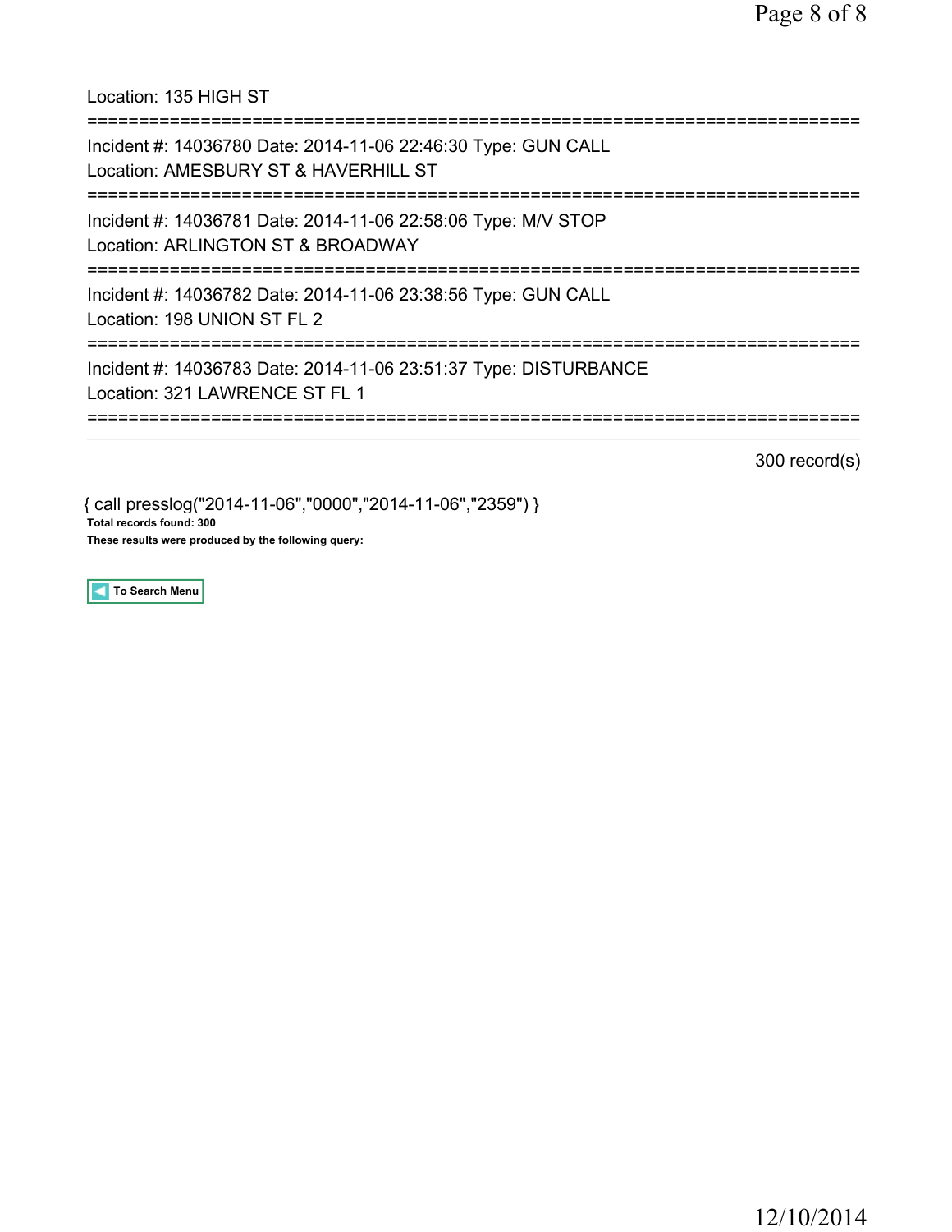Location: 135 HIGH ST

===========================================================================

Incident #: 14036780 Date: 2014-11-06 22:46:30 Type: GUN CALL
Location: AMESBURY ST & HAVERHILL ST

===========================================================================

Incident #: 14036781 Date: 2014-11-06 22:58:06 Type: M/V STOP
Location: ARLINGTON ST & BROADWAY

===========================================================================

Incident #: 14036782 Date: 2014-11-06 23:38:56 Type: GUN CALL
Location: 198 UNION ST FL 2

===========================================================================

Incident #: 14036783 Date: 2014-11-06 23:51:37 Type: DISTURBANCE
Location: 321 LAWRENCE ST FL 1

===========================================================================

300 record(s)

{ call presslog("2014-11-06","0000","2014-11-06","2359") }

**Total records found: 300**

**These results were produced by the following query:**

To Search Menu